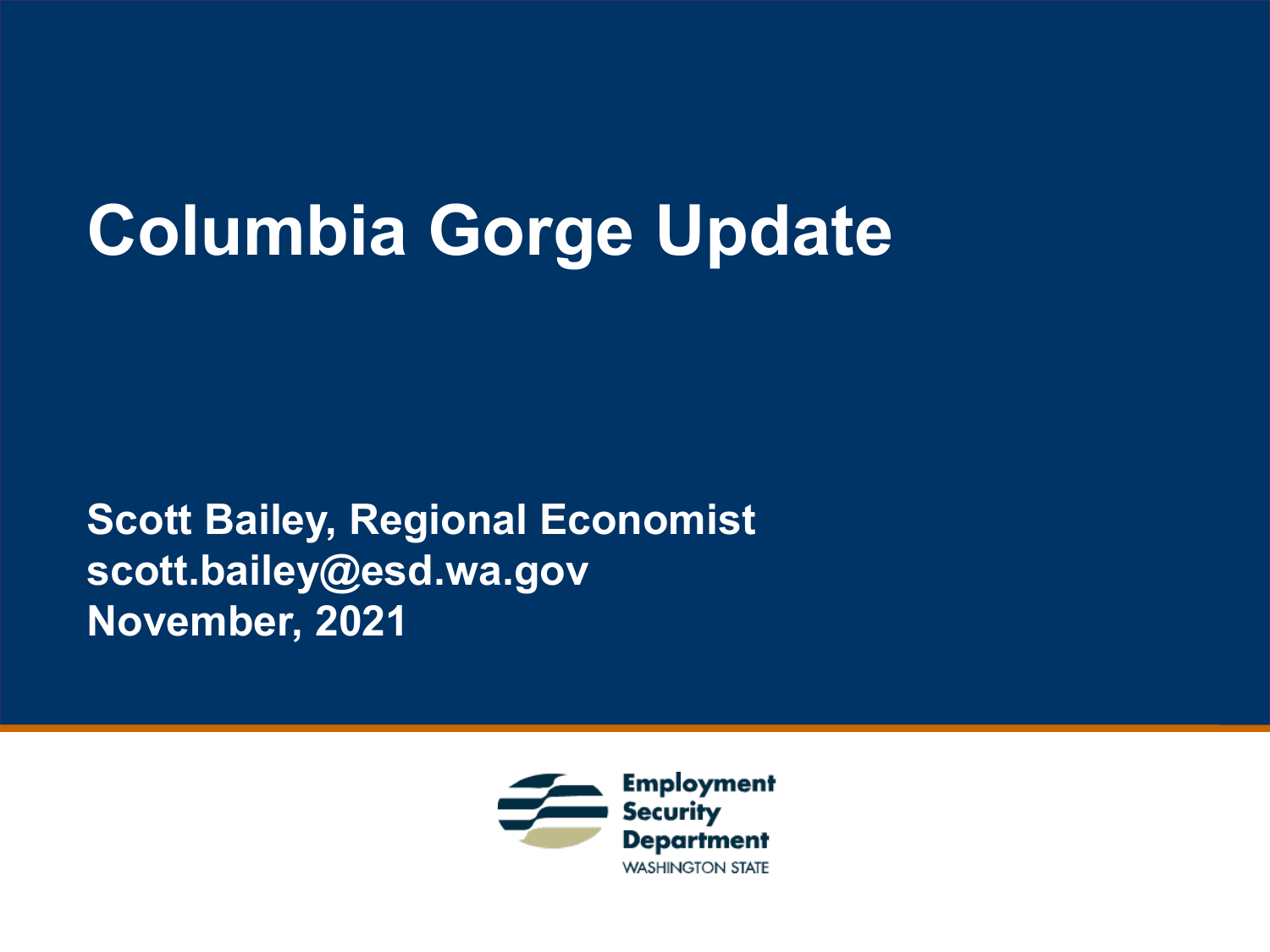# Columbia Gorge Update

**Scott Bailey, Regional Economist**
**scott.bailey@esd.wa.gov**
**November, 2021**

Employment Security Department
WASHINGTON STATE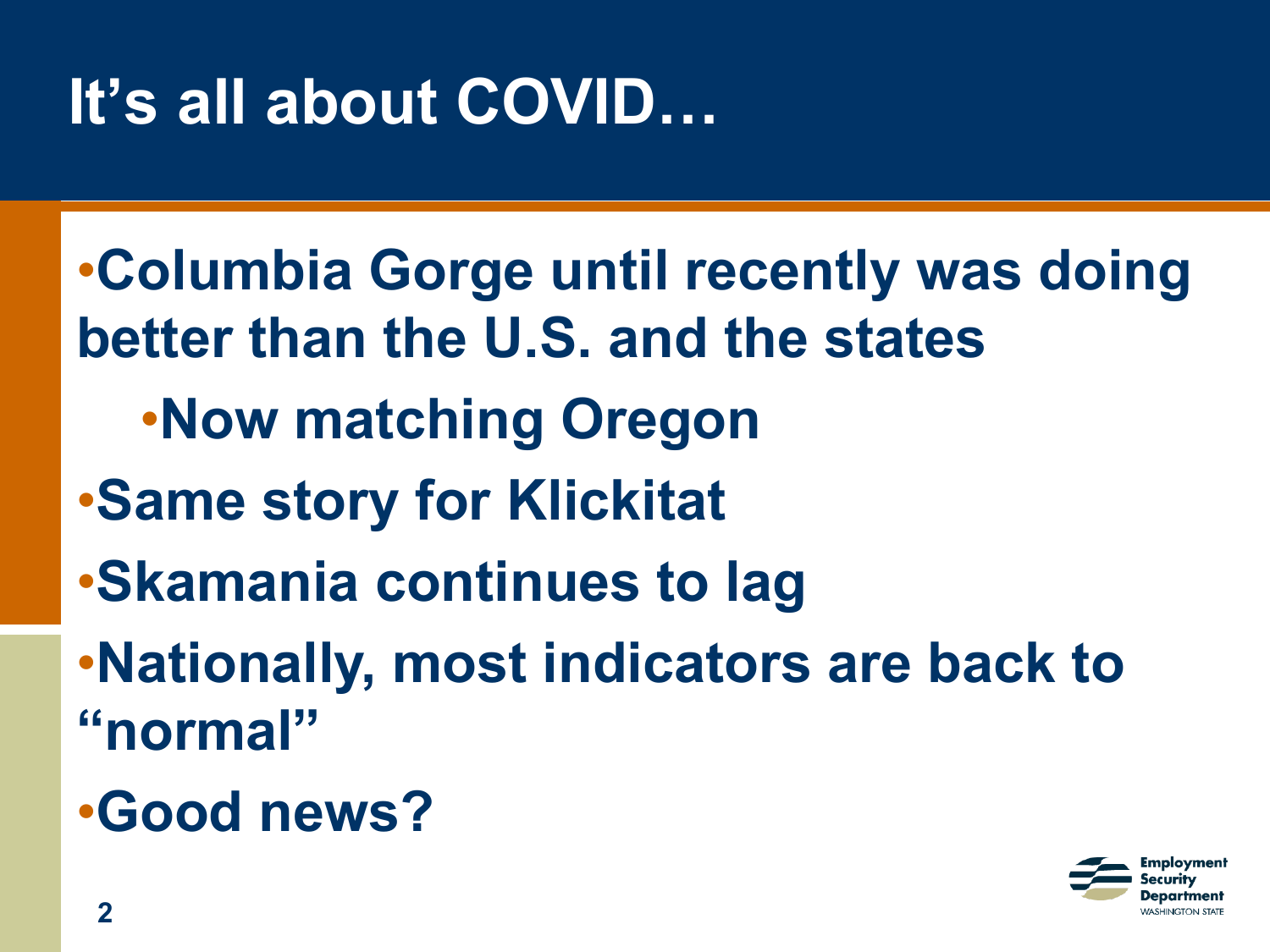# It's all about COVID…

- Columbia Gorge until recently was doing better than the U.S. and the states
  - Now matching Oregon
- Same story for Klickitat
- Skamania continues to lag
- Nationally, most indicators are back to "normal"
- Good news?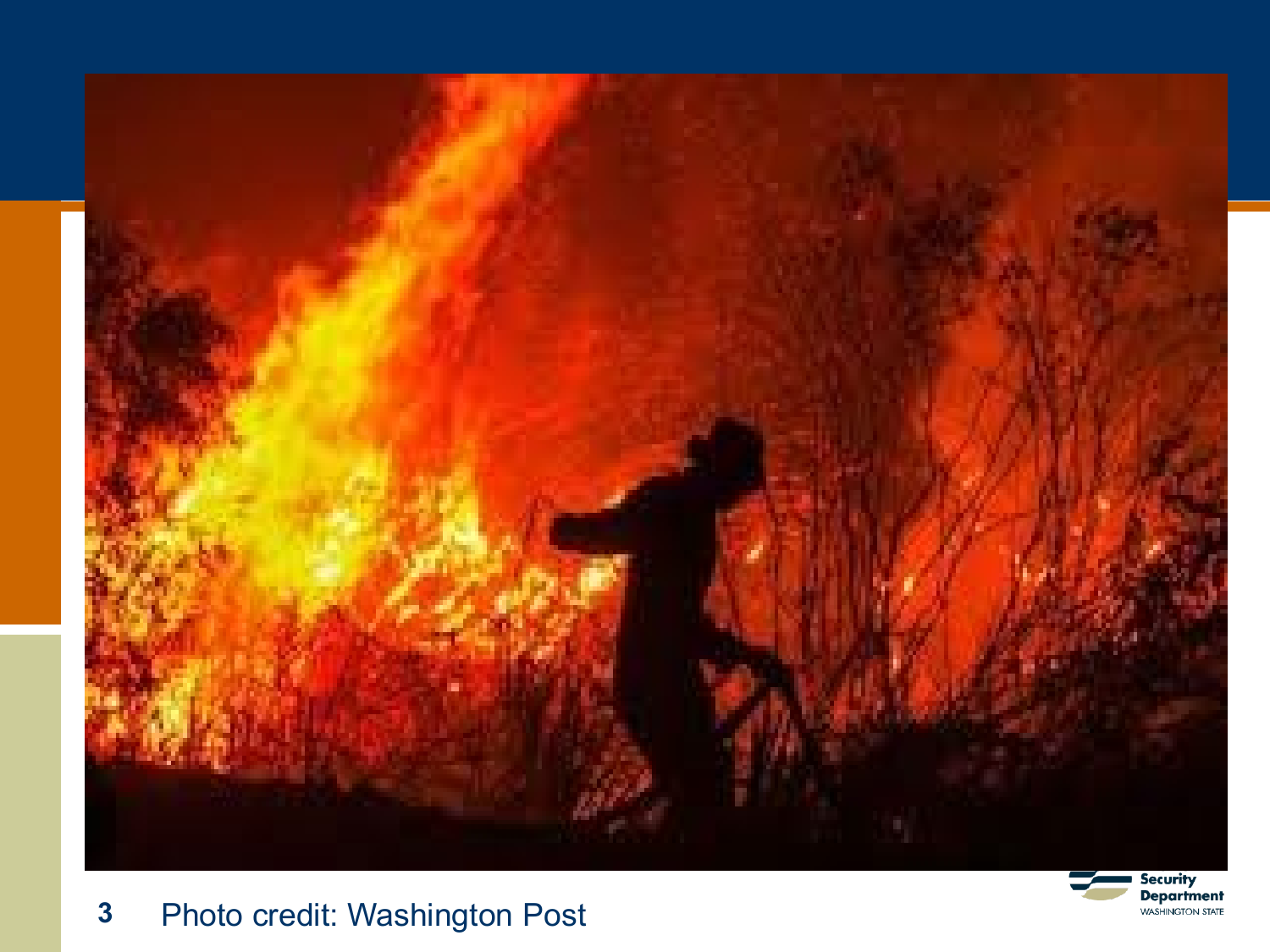Photo credit: Washington Post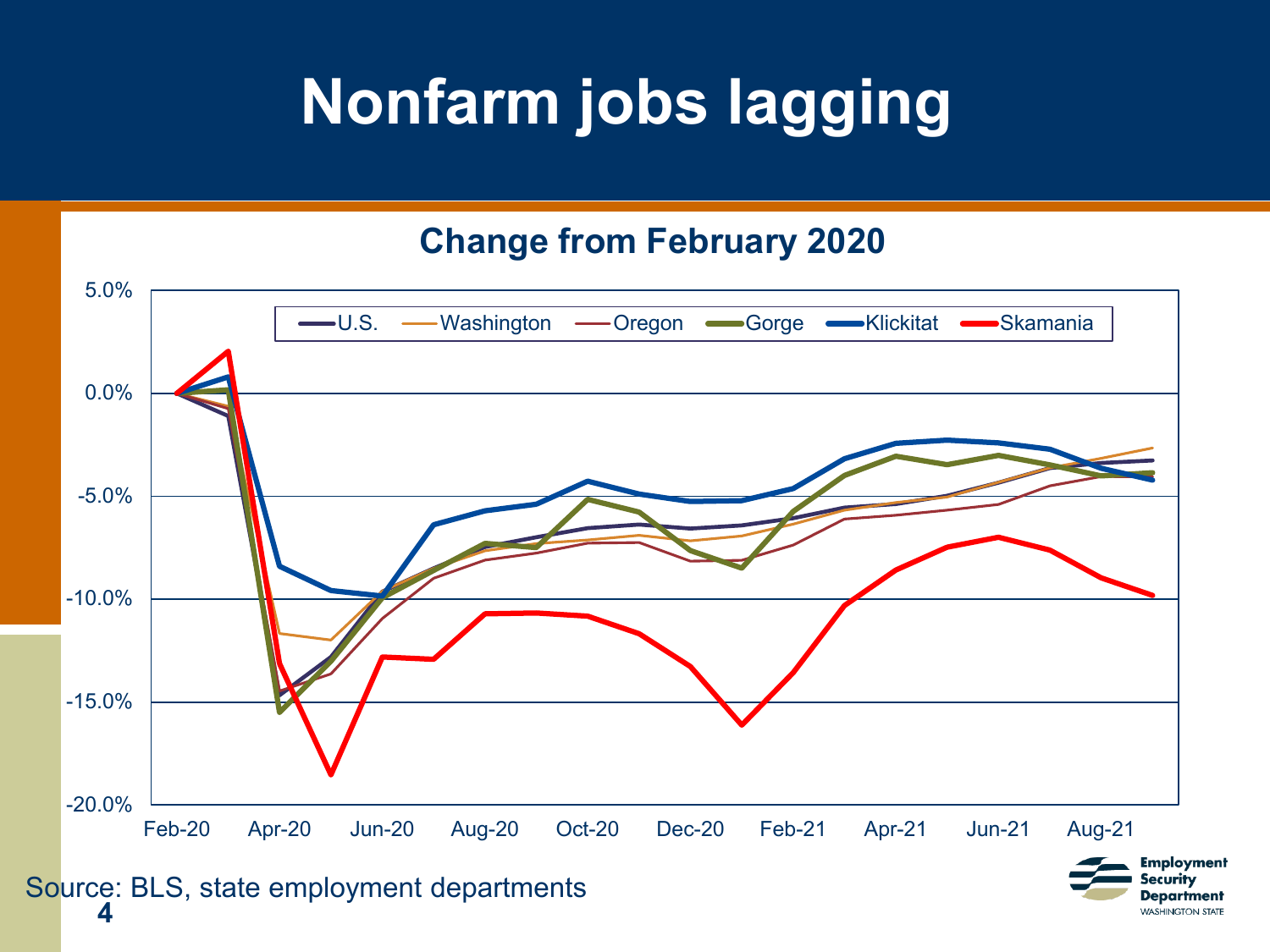# Nonfarm jobs lagging

## Change from February 2020

Legend: U.S., Washington, Oregon, Gorge, Klickitat, Skamania

Y-axis: 5.0%, 0.0%, -5.0%, -10.0%, -15.0%, -20.0%

X-axis: Feb-20, Apr-20, Jun-20, Aug-20, Oct-20, Dec-20, Feb-21, Apr-21, Jun-21, Aug-21

Source: BLS, state employment departments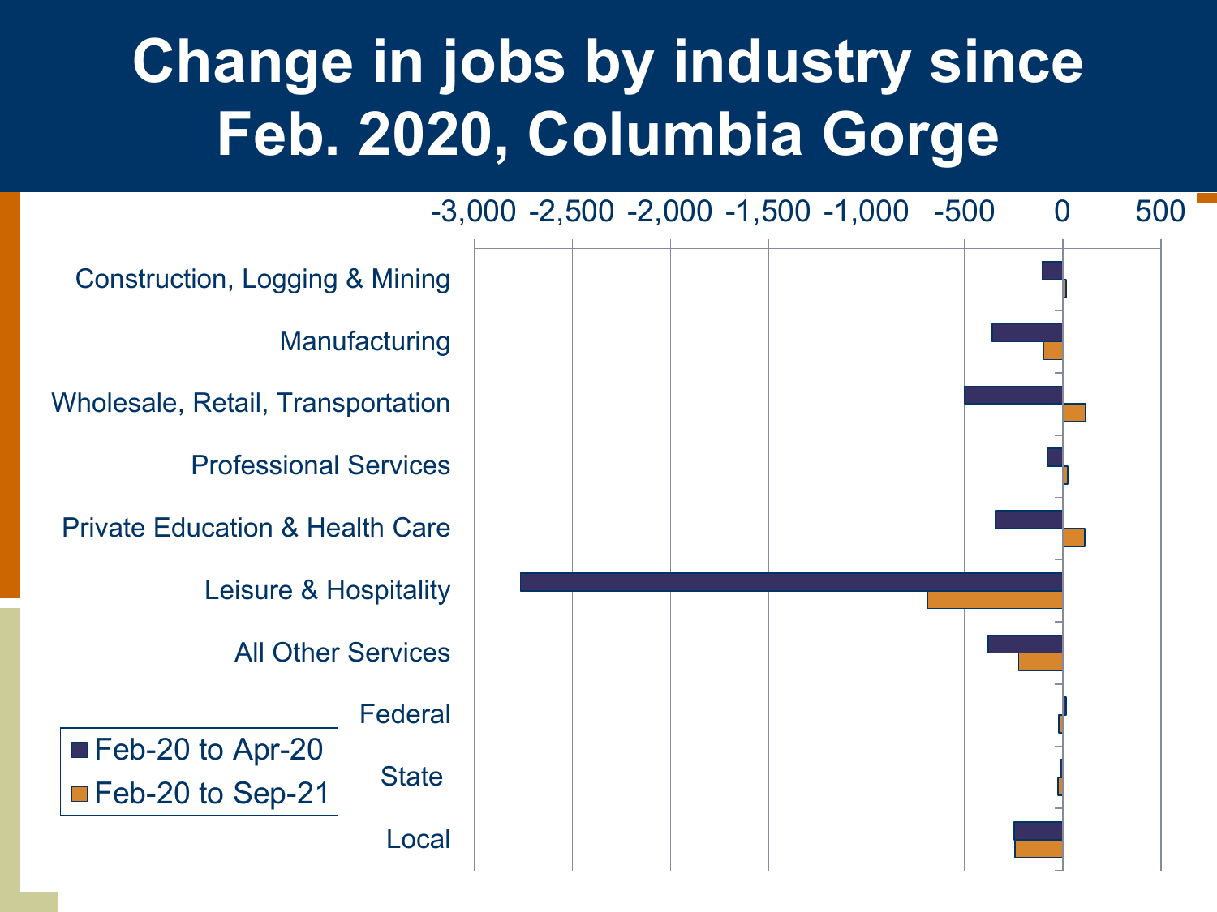# Change in jobs by industry since Feb. 2020, Columbia Gorge

-3,000 -2,500 -2,000 -1,500 -1,000 -500 0 500

Construction, Logging & Mining

Manufacturing

Wholesale, Retail, Transportation

Professional Services

Private Education & Health Care

Leisure & Hospitality

All Other Services

Federal

State

Local

Feb-20 to Apr-20

Feb-20 to Sep-21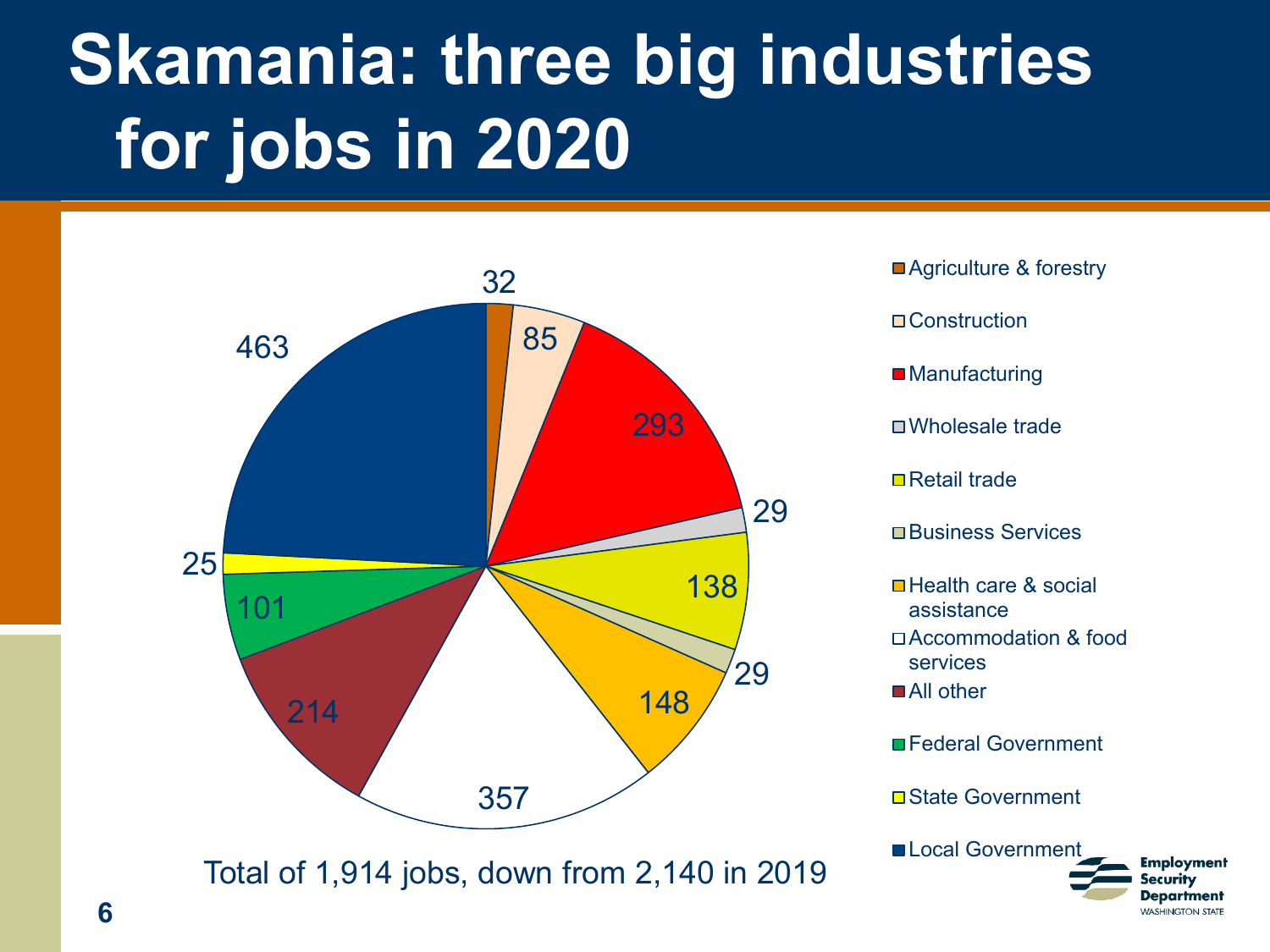# Skamania: three big industries for jobs in 2020

| Industry | Jobs |
| --- | --- |
| Agriculture & forestry | 32 |
| Construction | 85 |
| Manufacturing | 293 |
| Wholesale trade | 29 |
| Retail trade | 138 |
| Business Services | 29 |
| Health care & social assistance | 148 |
| Accommodation & food services | 357 |
| All other | 214 |
| Federal Government | 101 |
| State Government | 25 |
| Local Government | 463 |

Total of 1,914 jobs, down from 2,140 in 2019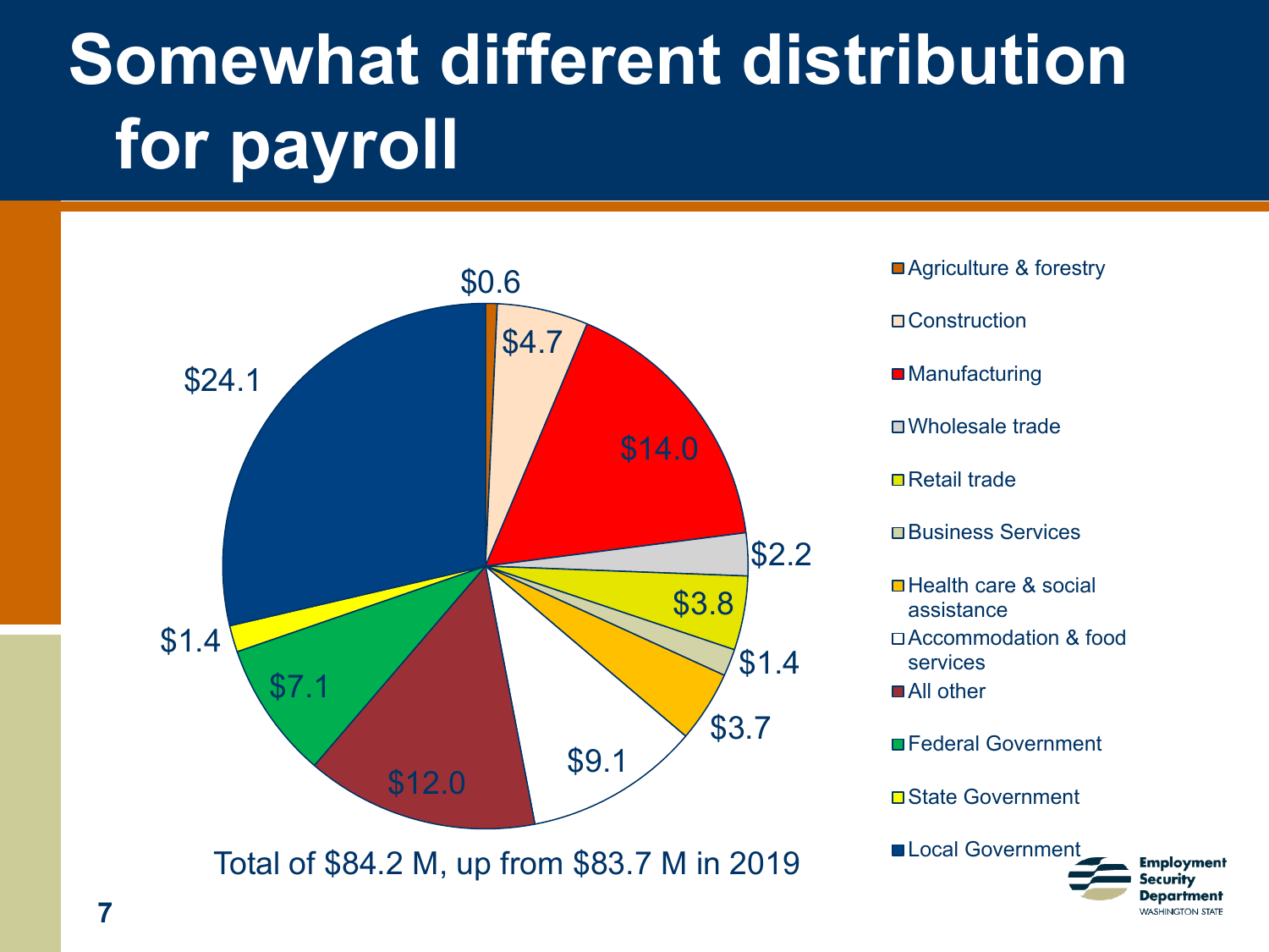# Somewhat different distribution for payroll

| Industry | Payroll |
| --- | --- |
| Agriculture & forestry | $0.6 |
| Construction | $4.7 |
| Manufacturing | $14.0 |
| Wholesale trade | $2.2 |
| Retail trade | $3.8 |
| Business Services | $1.4 |
| Health care & social assistance | $3.7 |
| Accommodation & food services | $9.1 |
| All other | $12.0 |
| Federal Government | $7.1 |
| State Government | $1.4 |
| Local Government | $24.1 |

Total of $84.2 M, up from $83.7 M in 2019

Employment Security Department
WASHINGTON STATE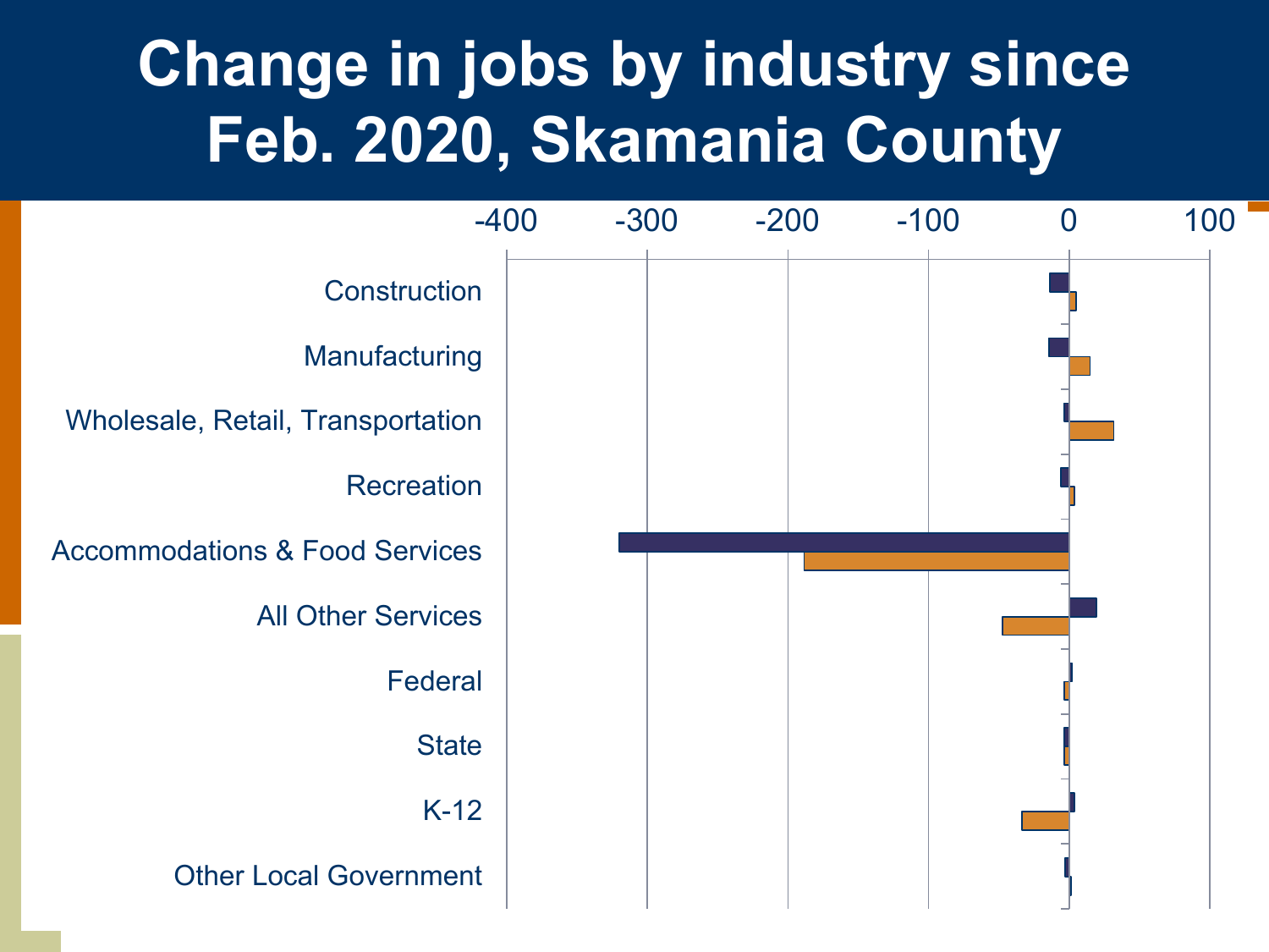# Change in jobs by industry since Feb. 2020, Skamania County

-400 -300 -200 -100 0 100

Construction

Manufacturing

Wholesale, Retail, Transportation

Recreation

Accommodations & Food Services

All Other Services

Federal

State

K-12

Other Local Government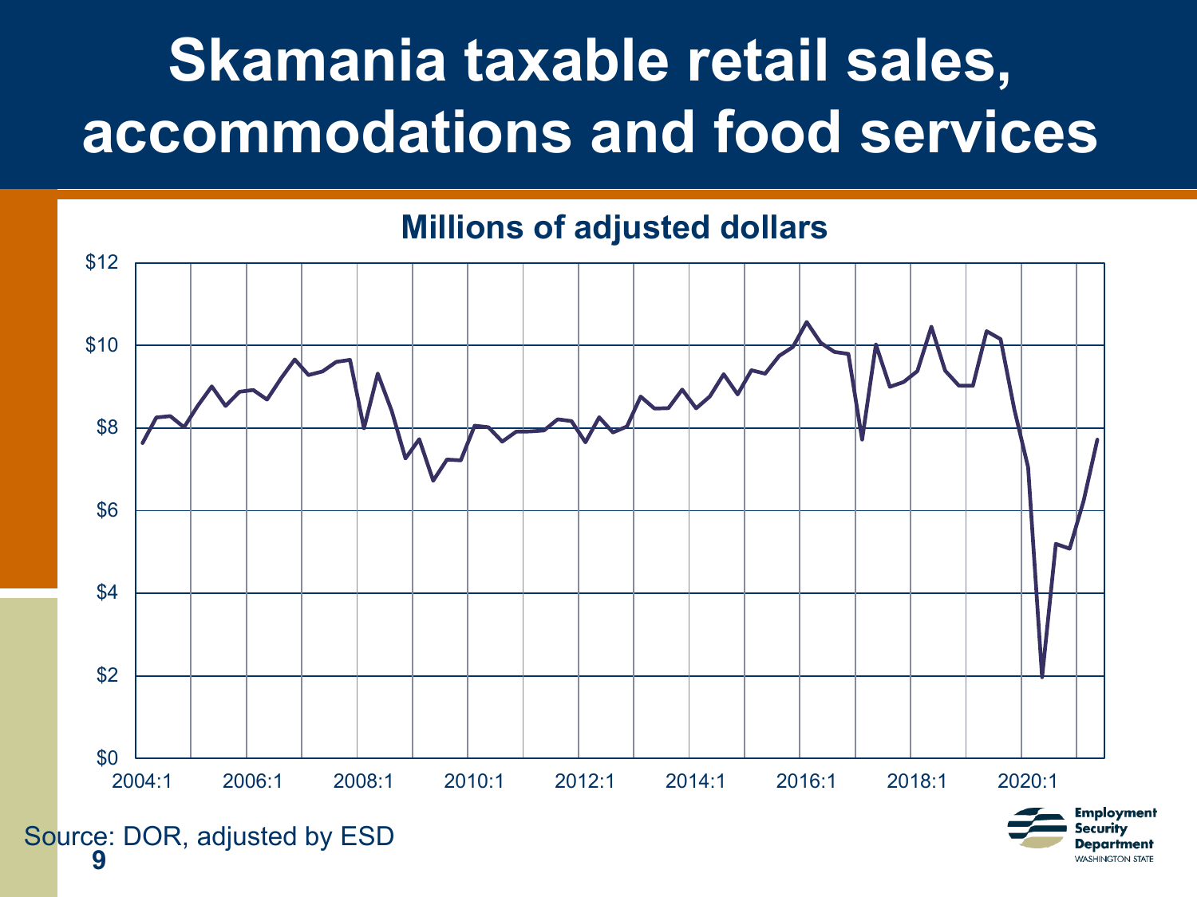# Skamania taxable retail sales, accommodations and food services

**Millions of adjusted dollars**

Source: DOR, adjusted by ESD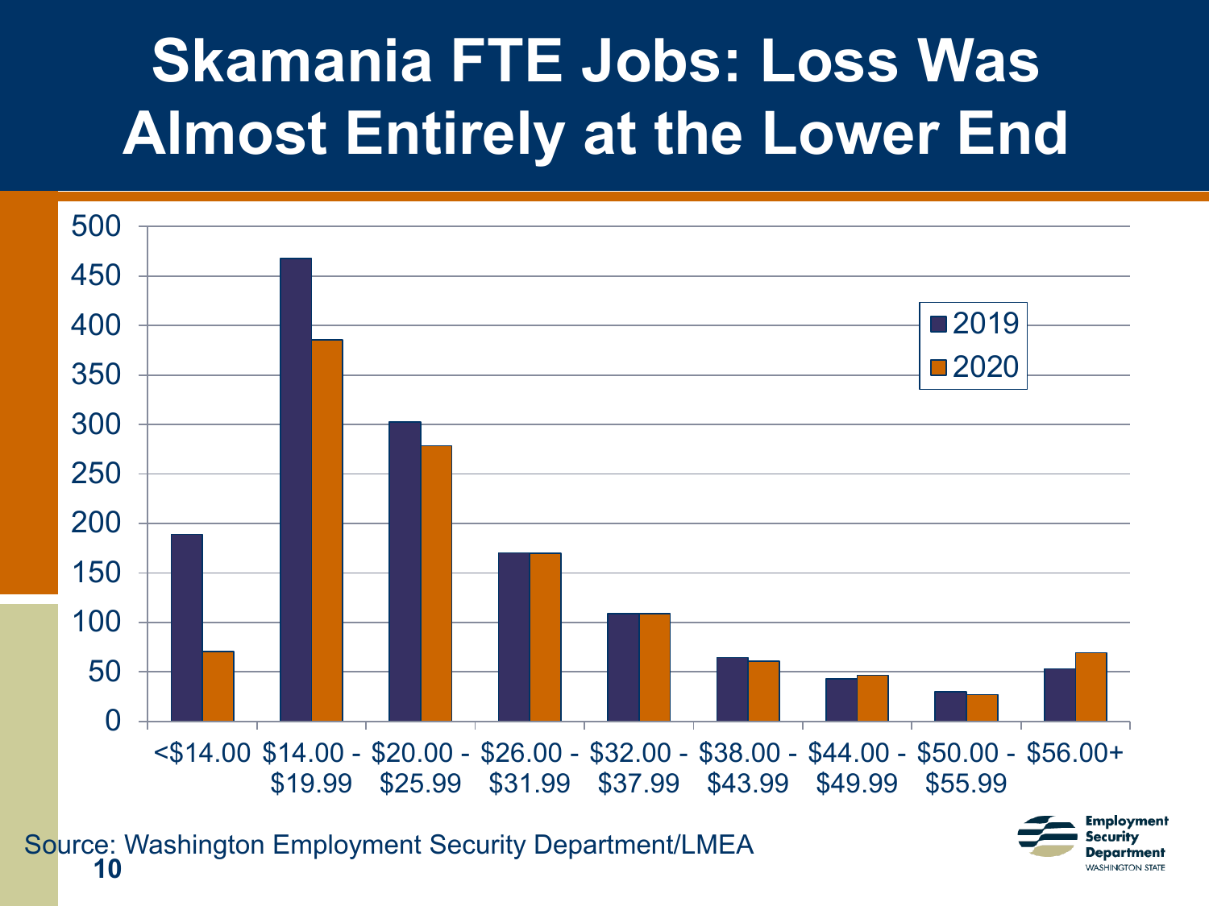# Skamania FTE Jobs: Loss Was Almost Entirely at the Lower End

| Wage range | 2019 | 2020 |
|---|---|---|
| <$14.00 | 189 | 70 |
| $14.00 - $19.99 | 468 | 385 |
| $20.00 - $25.99 | 302 | 278 |
| $26.00 - $31.99 | 170 | 170 |
| $32.00 - $37.99 | 109 | 109 |
| $38.00 - $43.99 | 64 | 61 |
| $44.00 - $49.99 | 43 | 46 |
| $50.00 - $55.99 | 30 | 27 |
| $56.00+ | 53 | 69 |

Source: Washington Employment Security Department/LMEA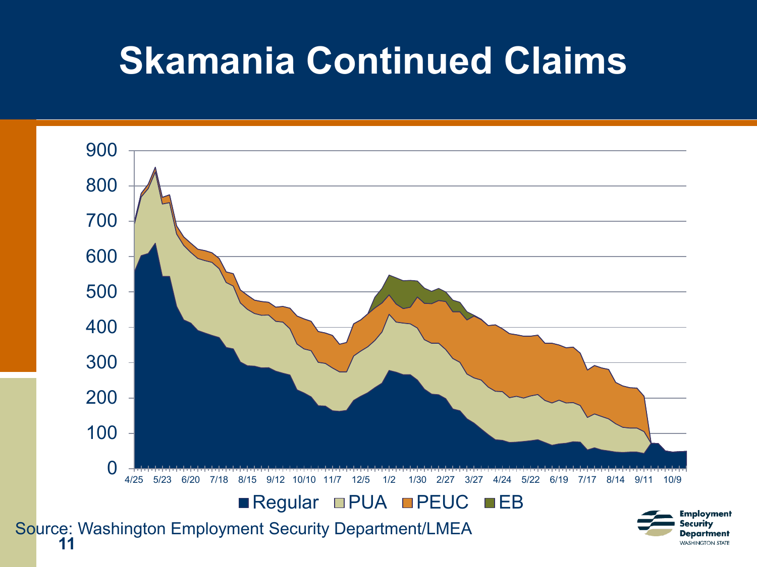# Skamania Continued Claims

900
800
700
600
500
400
300
200
100
0

4/25 5/23 6/20 7/18 8/15 9/12 10/10 11/7 12/5 1/2 1/30 2/27 3/27 4/24 5/22 6/19 7/17 8/14 9/11 10/9

■ Regular ■ PUA ■ PEUC ■ EB

Source: Washington Employment Security Department/LMEA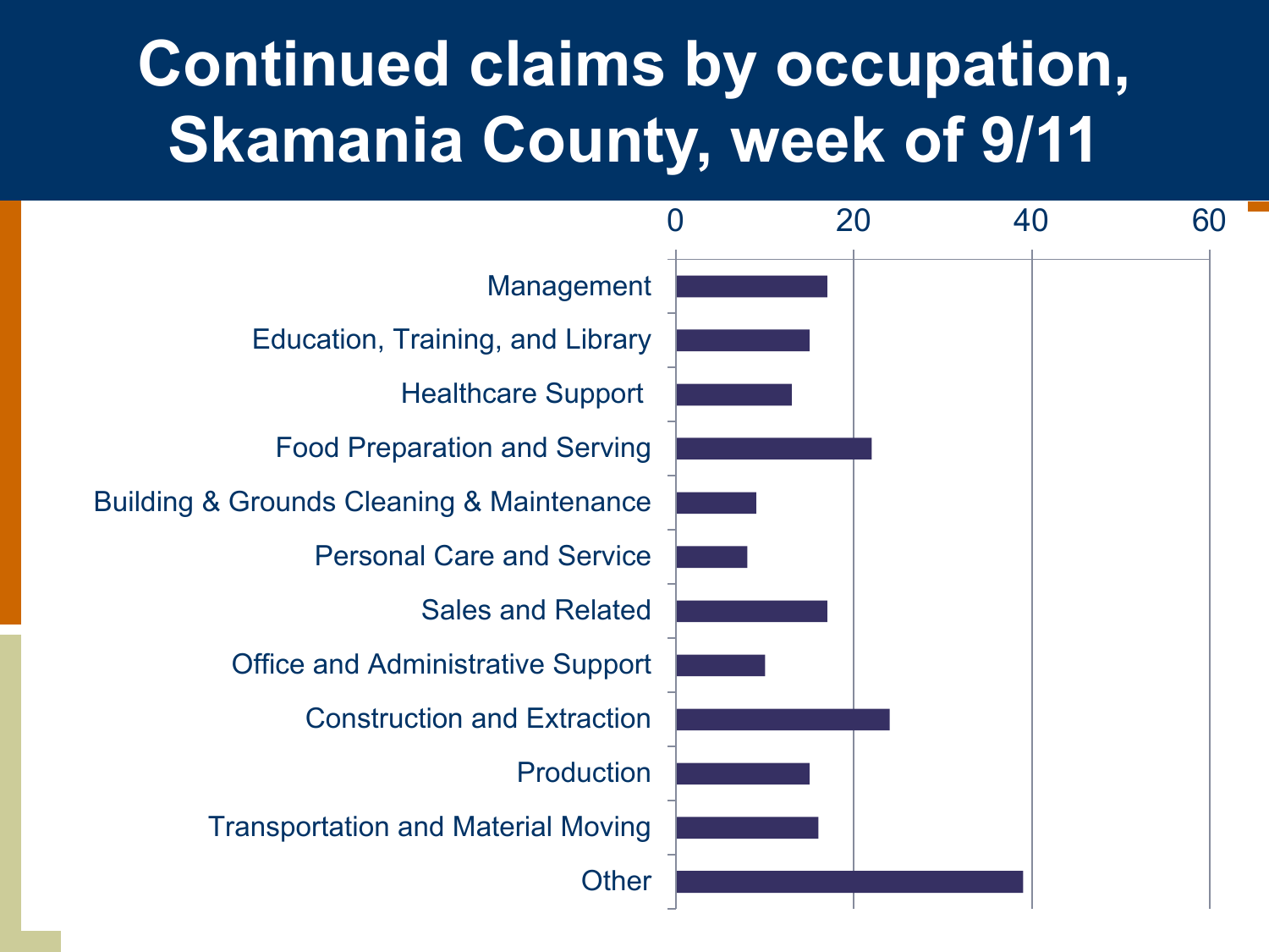# Continued claims by occupation, Skamania County, week of 9/11

| Occupation | Continued claims (approx.) |
| --- | --- |
| Management | 17 |
| Education, Training, and Library | 15 |
| Healthcare Support | 13 |
| Food Preparation and Serving | 22 |
| Building & Grounds Cleaning & Maintenance | 9 |
| Personal Care and Service | 8 |
| Sales and Related | 17 |
| Office and Administrative Support | 10 |
| Construction and Extraction | 24 |
| Production | 15 |
| Transportation and Material Moving | 16 |
| Other | 39 |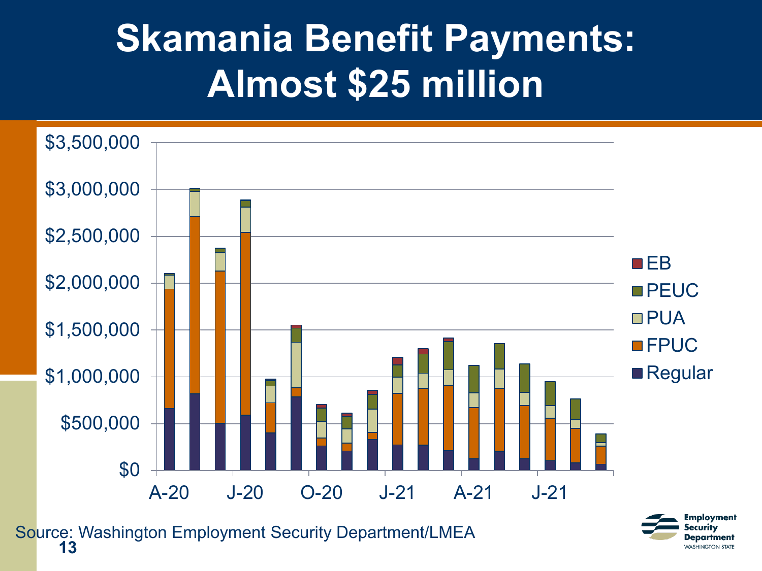# Skamania Benefit Payments: Almost $25 million

Source: Washington Employment Security Department/LMEA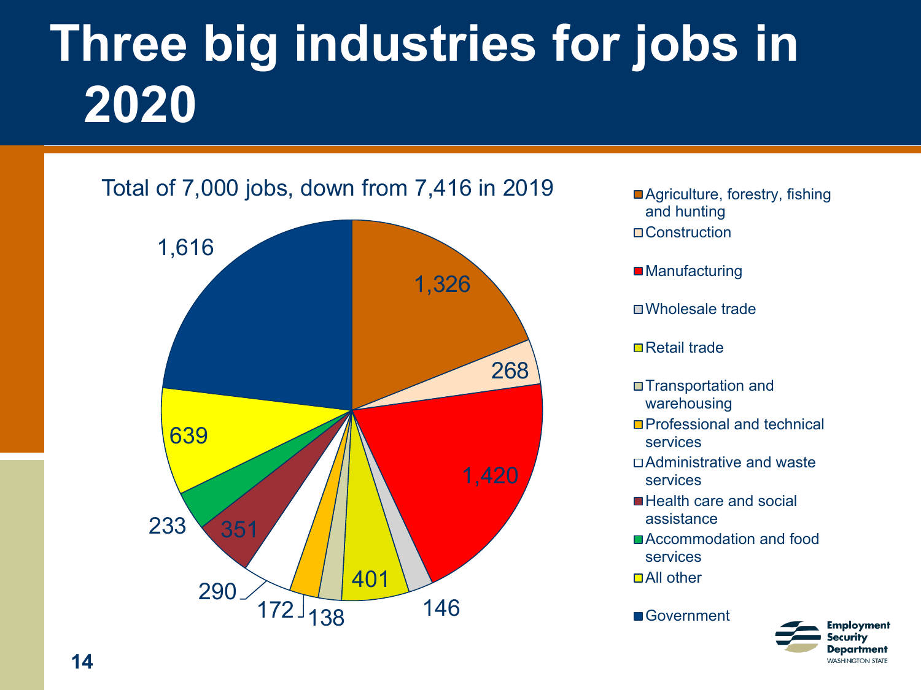# Three big industries for jobs in 2020

Total of 7,000 jobs, down from 7,416 in 2019

| Industry | Jobs |
|---|---|
| Agriculture, forestry, fishing and hunting | 1,326 |
| Construction | 268 |
| Manufacturing | 1,420 |
| Wholesale trade | 146 |
| Retail trade | 401 |
| Transportation and warehousing | 138 |
| Professional and technical services | 172 |
| Administrative and waste services | 290 |
| Health care and social assistance | 351 |
| Accommodation and food services | 233 |
| All other | 639 |
| Government | 1,616 |

Employment Security Department
WASHINGTON STATE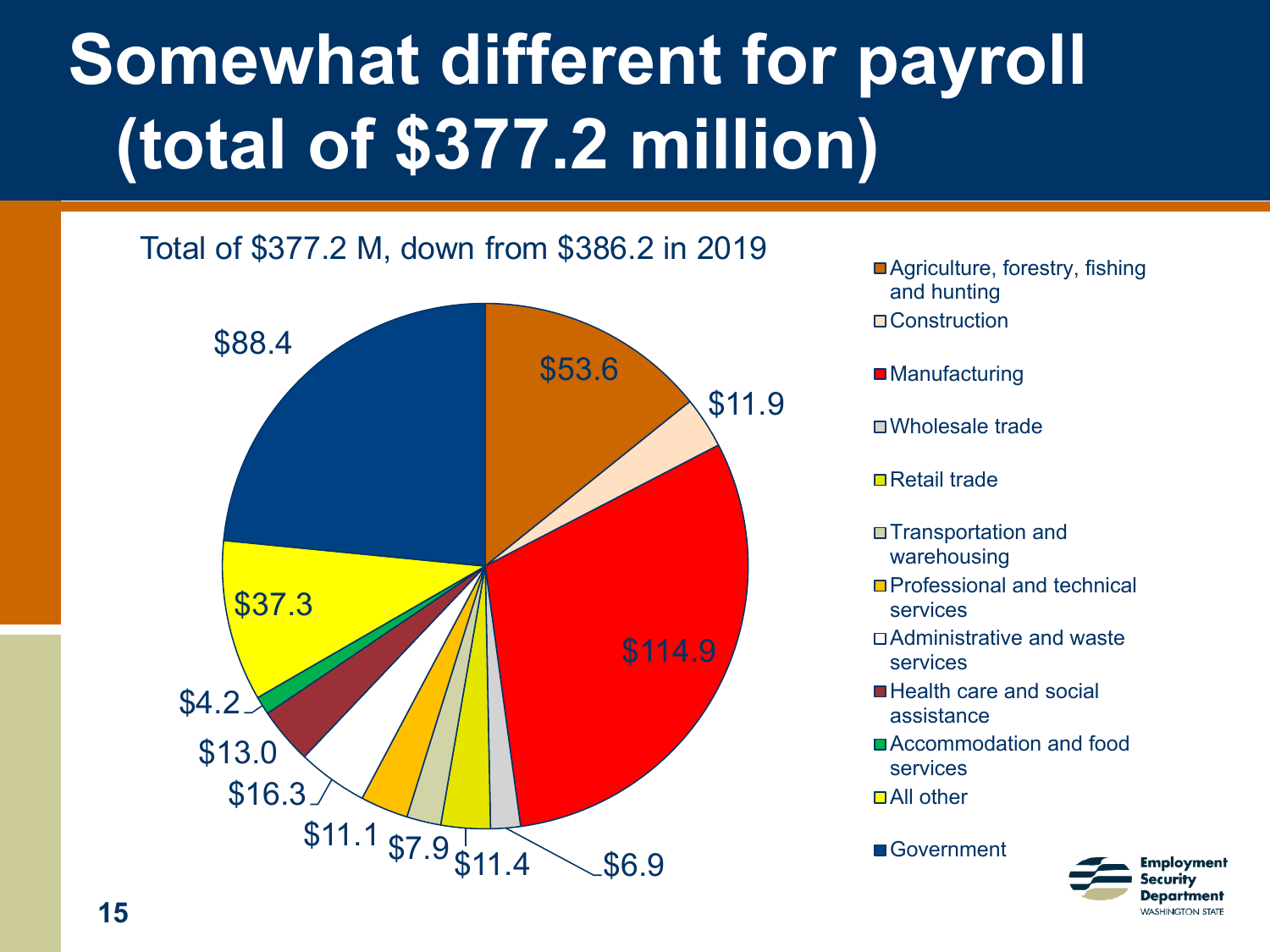# Somewhat different for payroll (total of $377.2 million)

Total of $377.2 M, down from $386.2 in 2019

| Industry | Payroll |
| --- | --- |
| Agriculture, forestry, fishing and hunting | $53.6 |
| Construction | $11.9 |
| Manufacturing | $114.9 |
| Wholesale trade | $6.9 |
| Retail trade | $11.4 |
| Transportation and warehousing | $7.9 |
| Professional and technical services | $11.1 |
| Administrative and waste services | $16.3 |
| Health care and social assistance | $13.0 |
| Accommodation and food services | $4.2 |
| All other | $37.3 |
| Government | $88.4 |

Employment Security Department
WASHINGTON STATE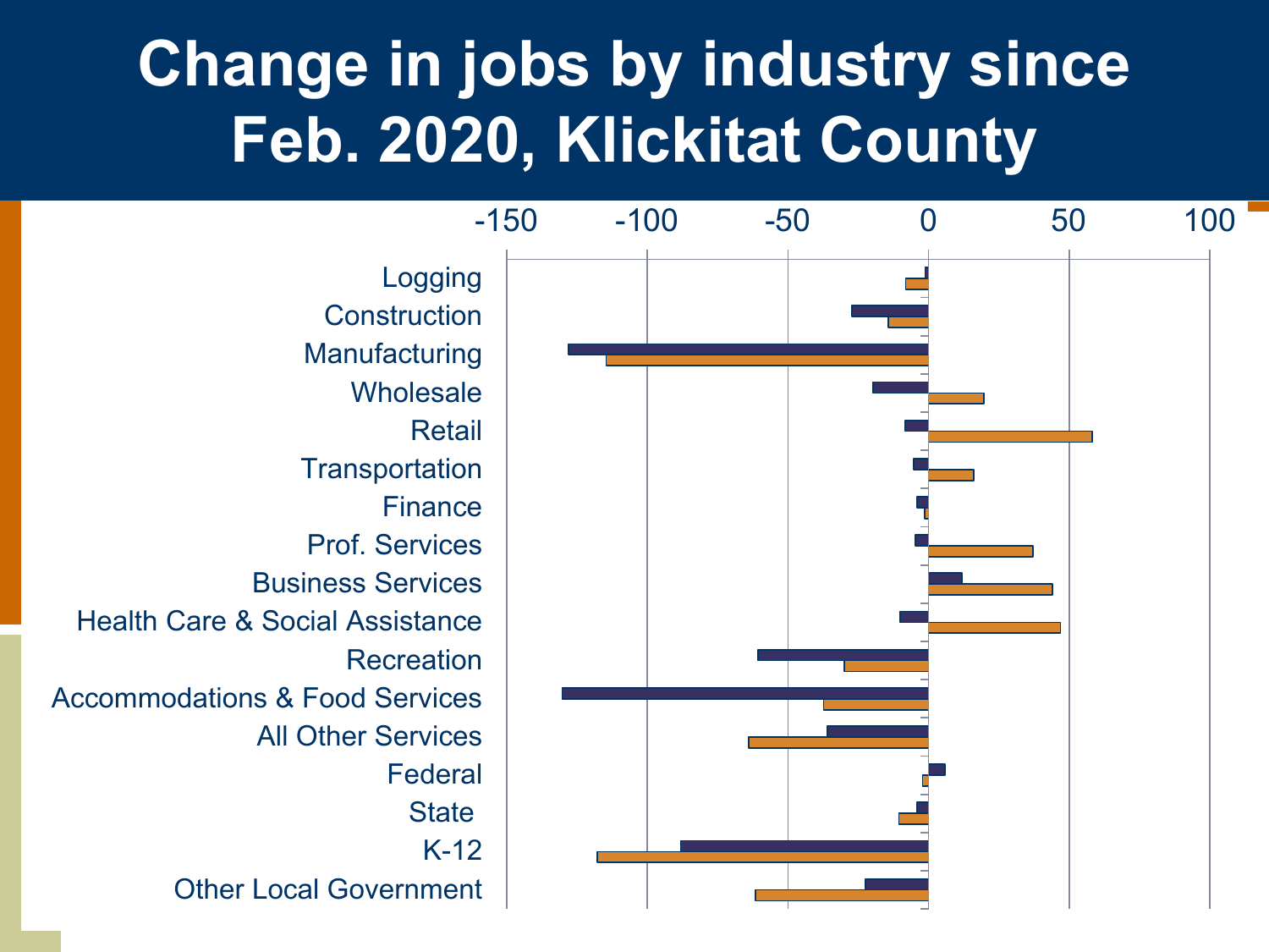# Change in jobs by industry since Feb. 2020, Klickitat County

-150 -100 -50 0 50 100

Logging

Construction

Manufacturing

Wholesale

Retail

Transportation

Finance

Prof. Services

Business Services

Health Care & Social Assistance

Recreation

Accommodations & Food Services

All Other Services

Federal

State

K-12

Other Local Government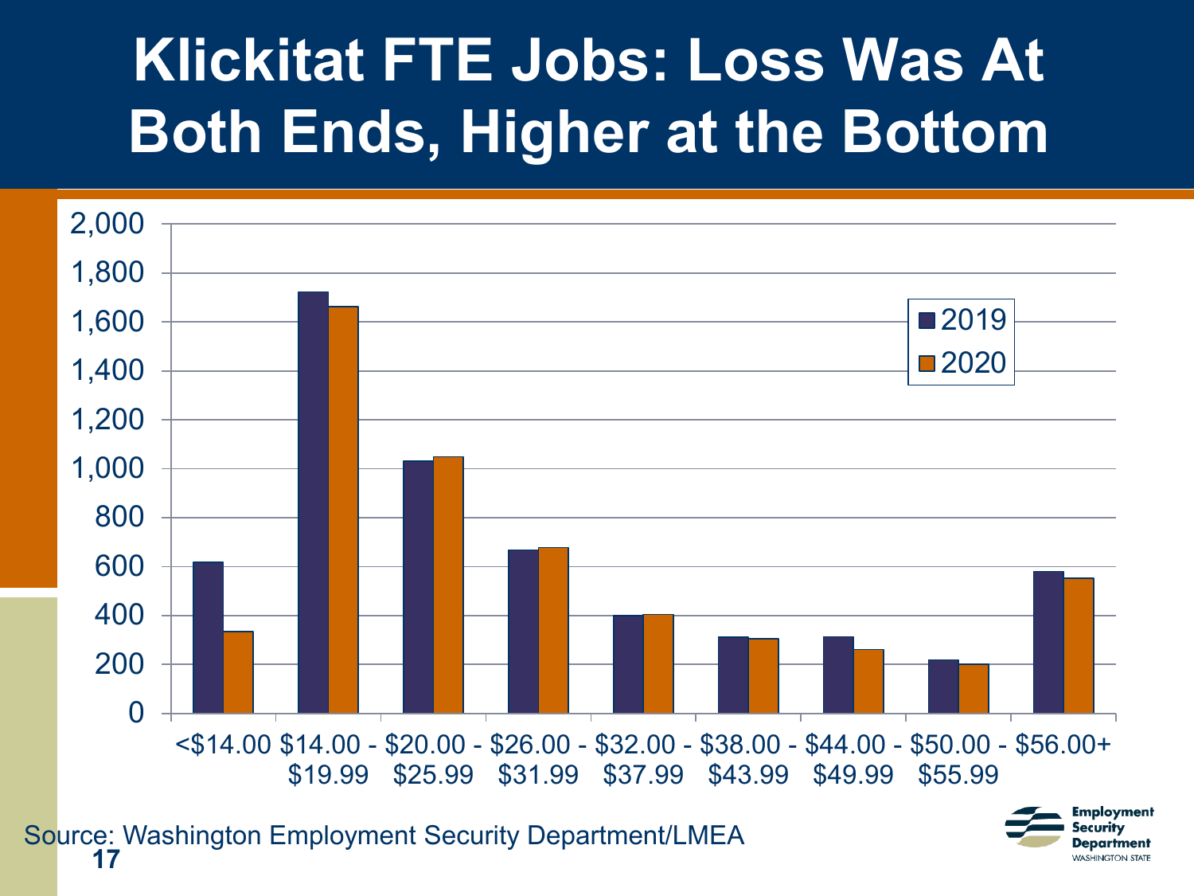# Klickitat FTE Jobs: Loss Was At Both Ends, Higher at the Bottom

| Wage range | 2019 | 2020 |
|---|---|---|
| <$14.00 | ~620 | ~335 |
| $14.00 - $19.99 | ~1,720 | ~1,660 |
| $20.00 - $25.99 | ~1,030 | ~1,050 |
| $26.00 - $31.99 | ~665 | ~675 |
| $32.00 - $37.99 | ~400 | ~405 |
| $38.00 - $43.99 | ~310 | ~305 |
| $44.00 - $49.99 | ~310 | ~260 |
| $50.00 - $55.99 | ~220 | ~200 |
| $56.00+ | ~580 | ~550 |

Source: Washington Employment Security Department/LMEA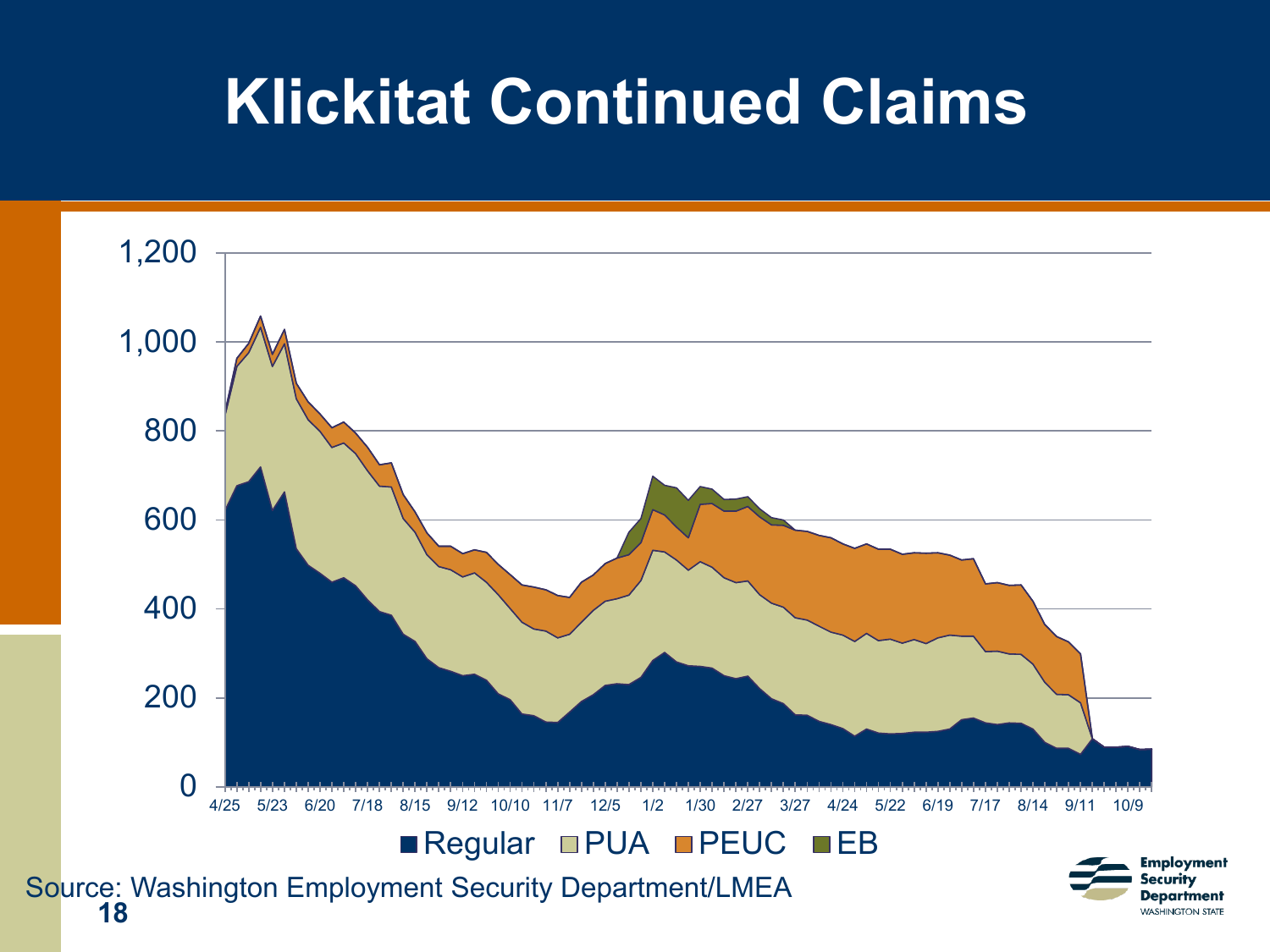# Klickitat Continued Claims

Source: Washington Employment Security Department/LMEA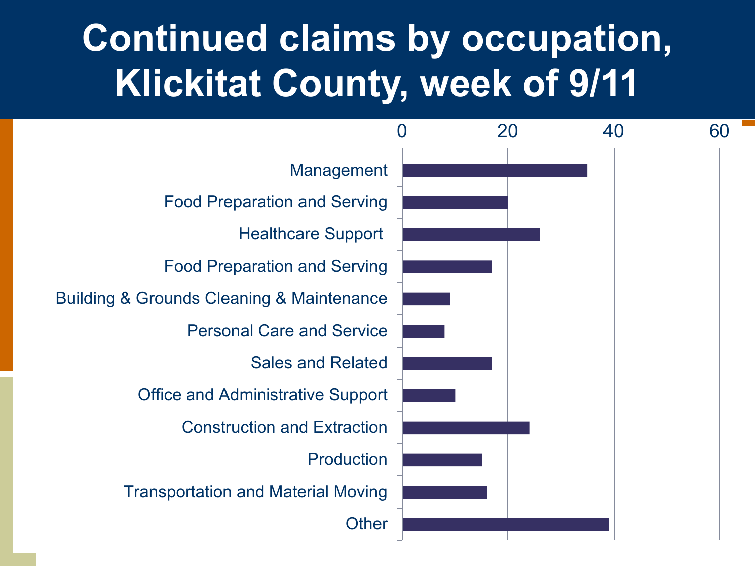# Continued claims by occupation, Klickitat County, week of 9/11

| Occupation | Continued claims (approx.) |
|---|---|
| Management | 35 |
| Food Preparation and Serving | 20 |
| Healthcare Support | 26 |
| Food Preparation and Serving | 17 |
| Building & Grounds Cleaning & Maintenance | 9 |
| Personal Care and Service | 8 |
| Sales and Related | 17 |
| Office and Administrative Support | 10 |
| Construction and Extraction | 24 |
| Production | 15 |
| Transportation and Material Moving | 16 |
| Other | 39 |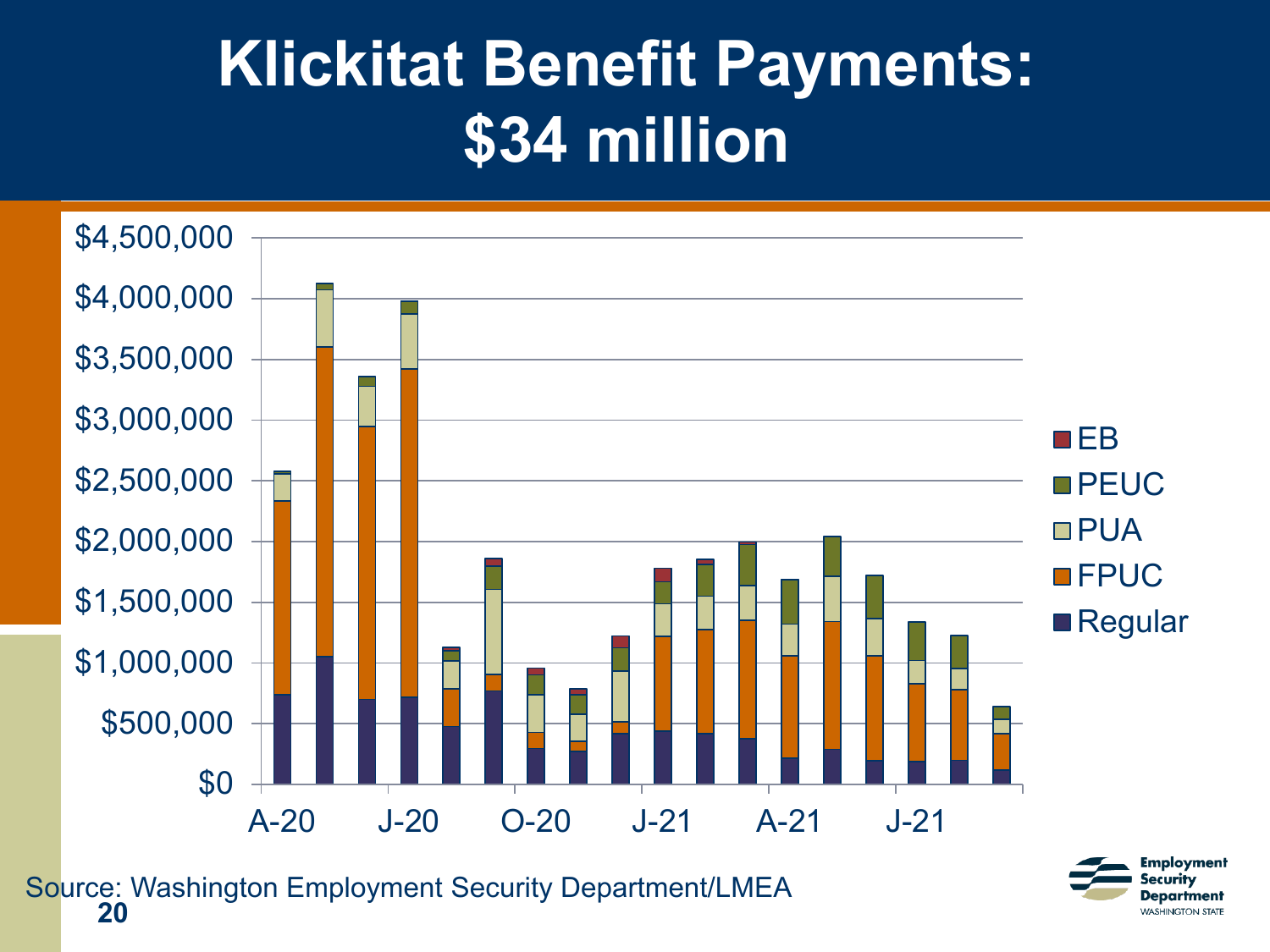# Klickitat Benefit Payments: $34 million

Legend: EB, PEUC, PUA, FPUC, Regular

Y-axis: $0, $500,000, $1,000,000, $1,500,000, $2,000,000, $2,500,000, $3,000,000, $3,500,000, $4,000,000, $4,500,000

X-axis: A-20, J-20, O-20, J-21, A-21, J-21

Source: Washington Employment Security Department/LMEA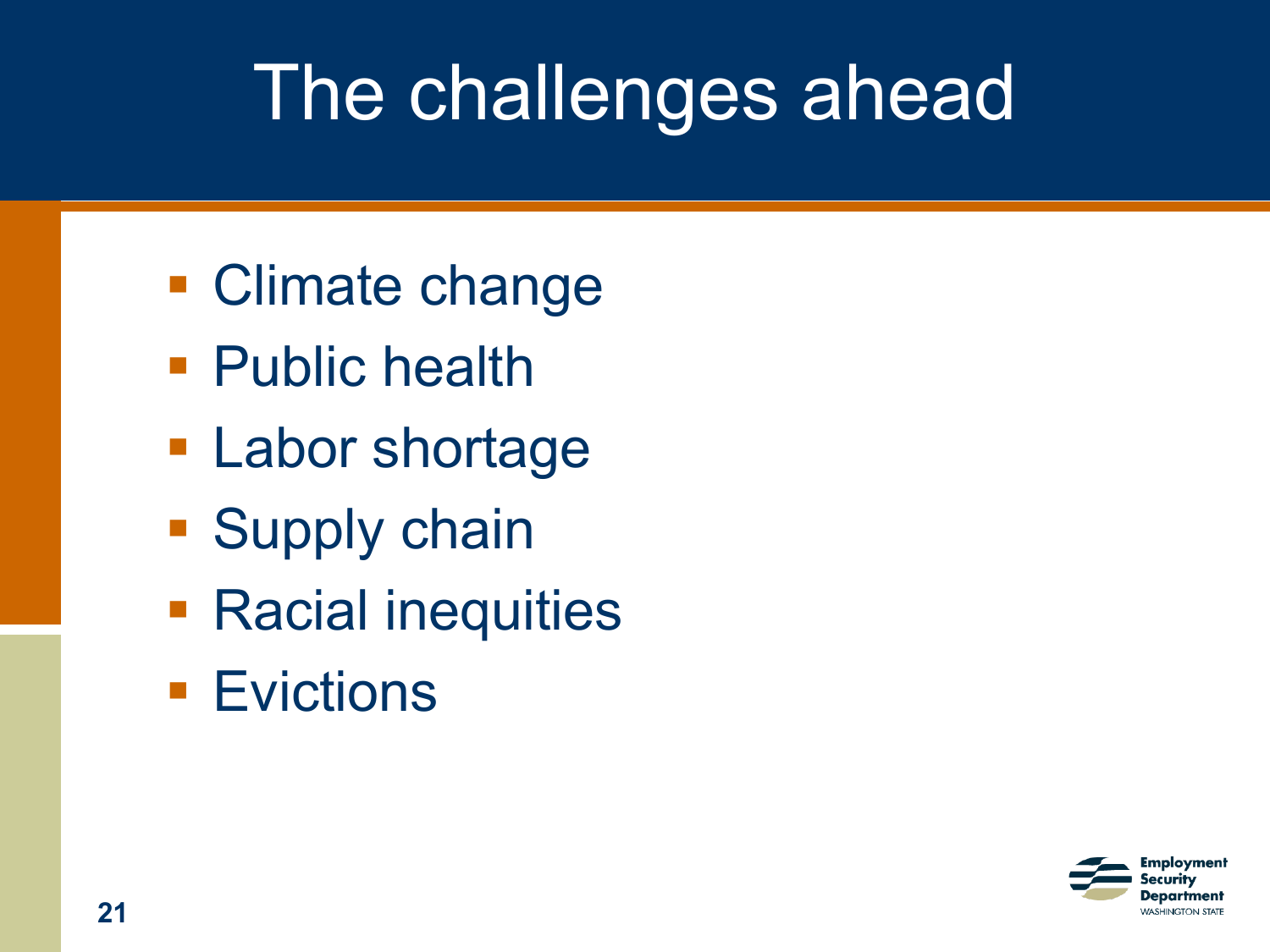# The challenges ahead

- Climate change
- Public health
- Labor shortage
- Supply chain
- Racial inequities
- Evictions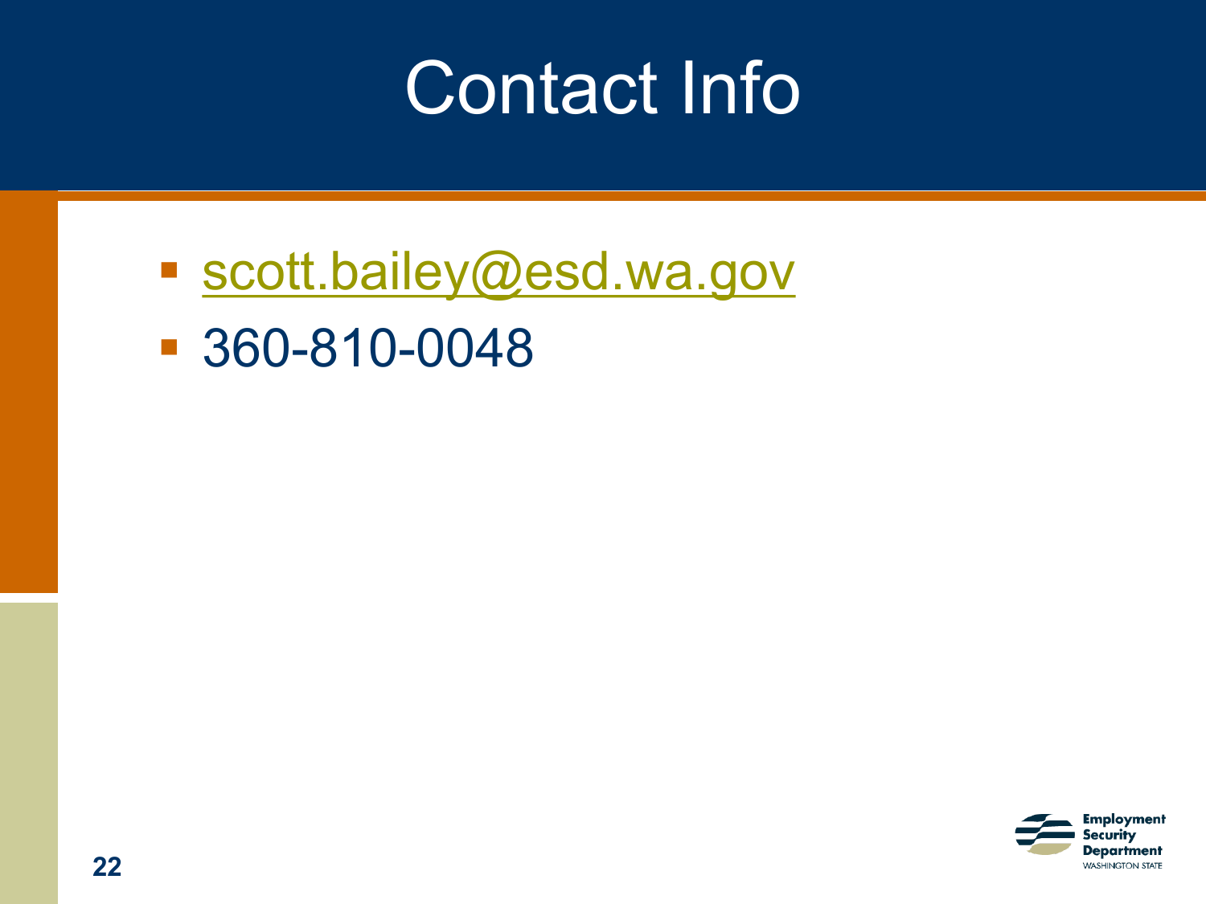# Contact Info

- scott.bailey@esd.wa.gov
- 360-810-0048